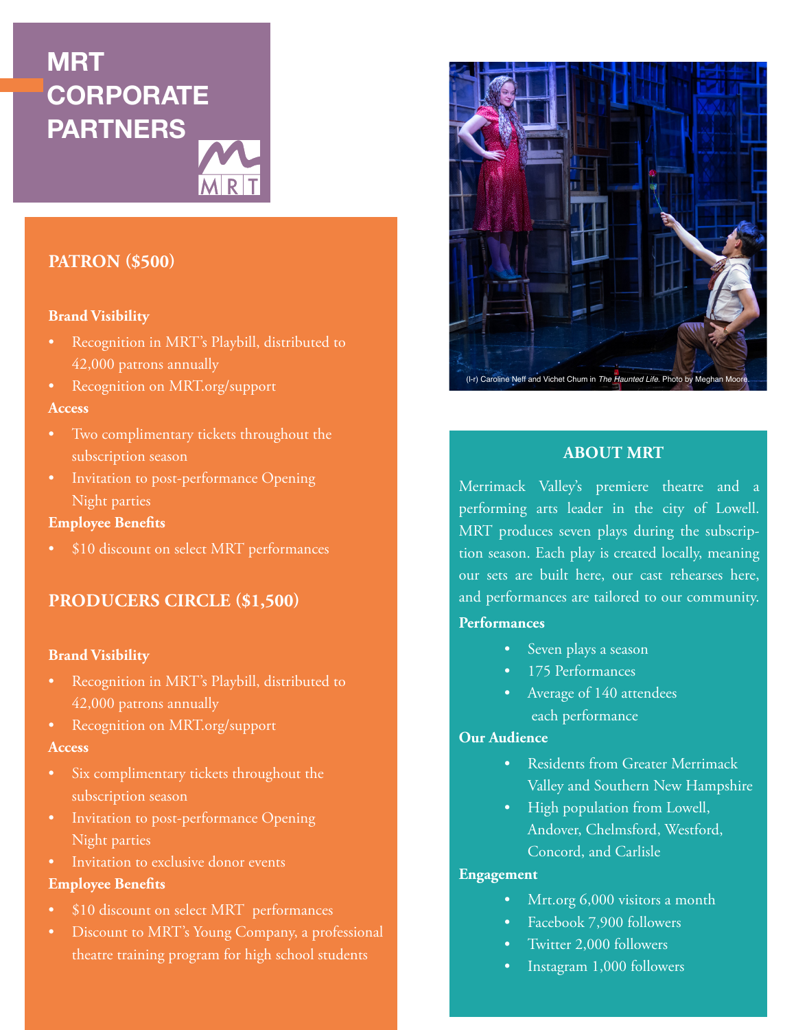# MRT CORPORATE PARTNERS

## PATRON ($500)

**Brand Visibility**

- Recognition in MRT's Playbill, distributed to 42,000 patrons annually
- Recognition on MRT.org/support

**Access**

- Two complimentary tickets throughout the subscription season
- Invitation to post-performance Opening Night parties

**Employee Benefits**

- $10 discount on select MRT performances

## PRODUCERS CIRCLE ($1,500)

**Brand Visibility**

- Recognition in MRT's Playbill, distributed to 42,000 patrons annually
- Recognition on MRT.org/support

**Access**

- Six complimentary tickets throughout the subscription season
- Invitation to post-performance Opening Night parties
- Invitation to exclusive donor events

**Employee Benefits**

- $10 discount on select MRT performances
- Discount to MRT's Young Company, a professional theatre training program for high school students

(l-r) Caroline Neff and Vichet Chum in *The Haunted Life.* Photo by Meghan Moore.

## ABOUT MRT

Merrimack Valley's premiere theatre and a performing arts leader in the city of Lowell. MRT produces seven plays during the subscription season. Each play is created locally, meaning our sets are built here, our cast rehearses here, and performances are tailored to our community.

**Performances**

- Seven plays a season
- 175 Performances
- Average of 140 attendees each performance

**Our Audience**

- Residents from Greater Merrimack Valley and Southern New Hampshire
- High population from Lowell, Andover, Chelmsford, Westford, Concord, and Carlisle

**Engagement**

- Mrt.org 6,000 visitors a month
- Facebook 7,900 followers
- Twitter 2,000 followers
- Instagram 1,000 followers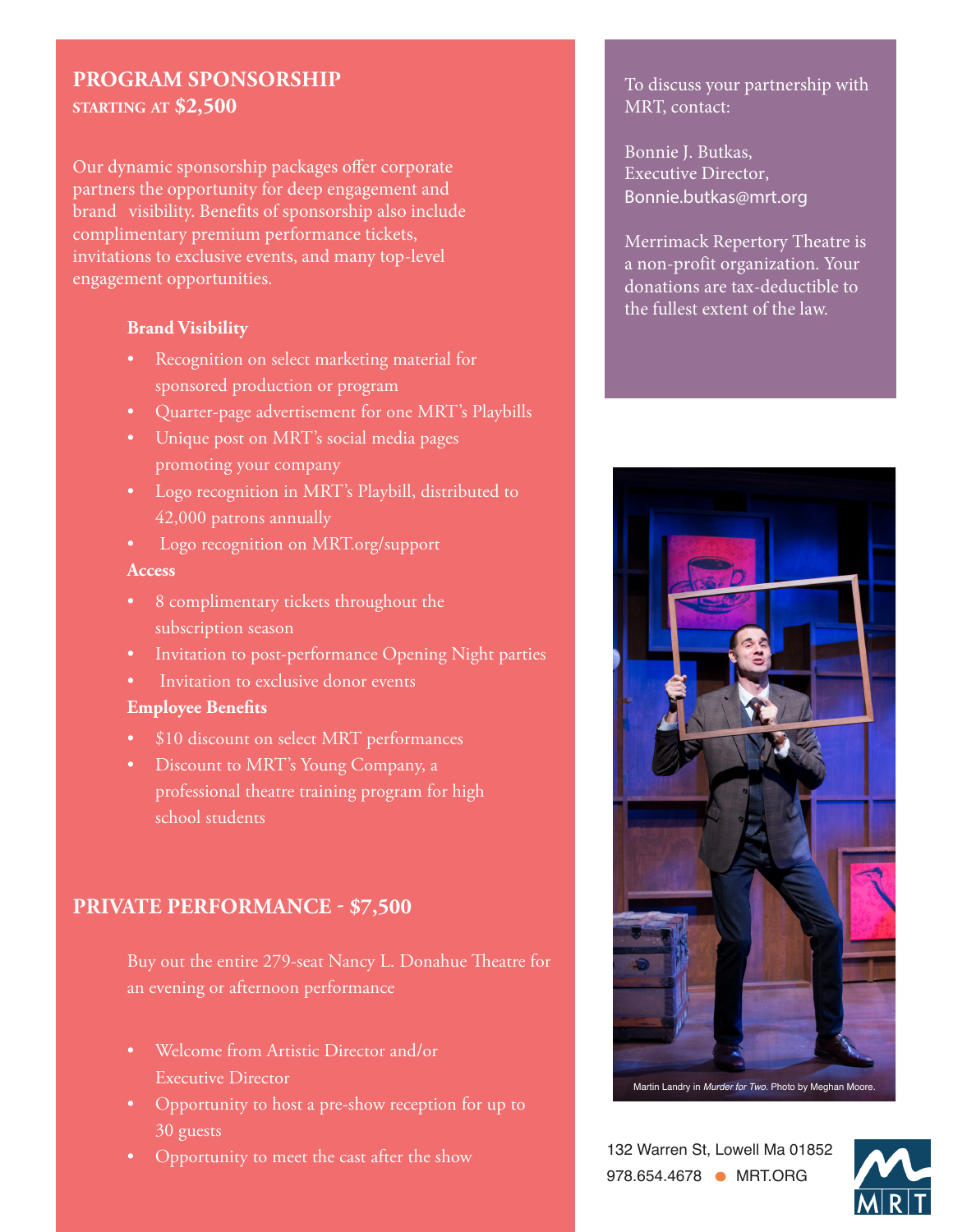## PROGRAM SPONSORSHIP
**STARTING AT $2,500**

Our dynamic sponsorship packages offer corporate partners the opportunity for deep engagement and brand visibility. Benefits of sponsorship also include complimentary premium performance tickets, invitations to exclusive events, and many top-level engagement opportunities.

**Brand Visibility**

- Recognition on select marketing material for sponsored production or program
- Quarter-page advertisement for one MRT's Playbills
- Unique post on MRT's social media pages promoting your company
- Logo recognition in MRT's Playbill, distributed to 42,000 patrons annually
- Logo recognition on MRT.org/support

**Access**

- 8 complimentary tickets throughout the subscription season
- Invitation to post-performance Opening Night parties
- Invitation to exclusive donor events

**Employee Benefits**

- $10 discount on select MRT performances
- Discount to MRT's Young Company, a professional theatre training program for high school students

## PRIVATE PERFORMANCE - $7,500

Buy out the entire 279-seat Nancy L. Donahue Theatre for an evening or afternoon performance

- Welcome from Artistic Director and/or Executive Director
- Opportunity to host a pre-show reception for up to 30 guests
- Opportunity to meet the cast after the show

To discuss your partnership with MRT, contact:

Bonnie J. Butkas,
Executive Director,
Bonnie.butkas@mrt.org

Merrimack Repertory Theatre is a non-profit organization. Your donations are tax-deductible to the fullest extent of the law.

Martin Landry in *Murder for Two*. Photo by Meghan Moore.

132 Warren St, Lowell Ma 01852
978.654.4678 ● MRT.ORG

MRT